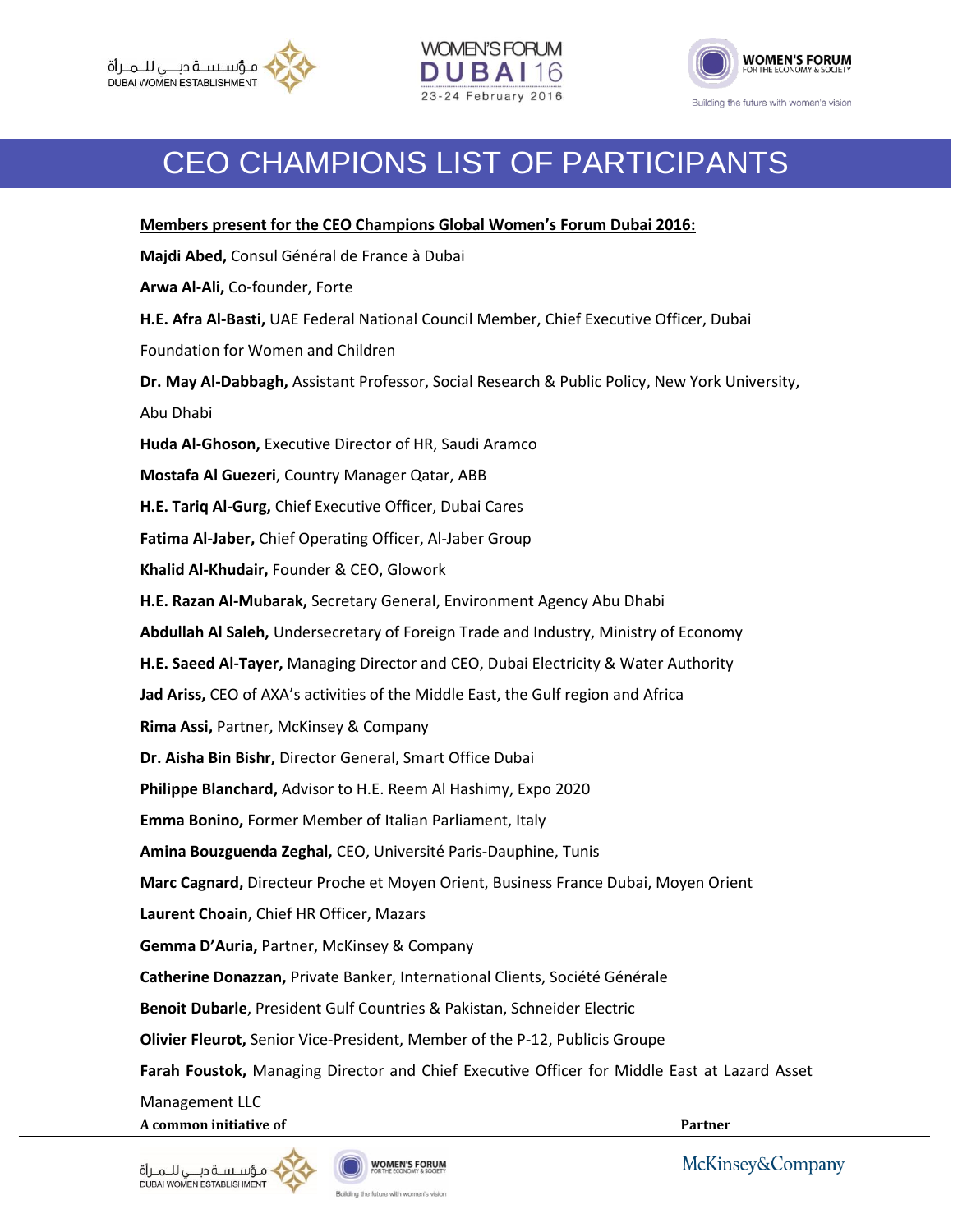# CEO CHAMPIONS LIST OF PARTICIPANTS

**Members present for the CEO Champions Global Women's Forum Dubai 2016:**

**Majdi Abed,** Consul Général de France à Dubai

**Arwa Al-Ali,** Co-founder, Forte

**H.E. Afra Al-Basti,** UAE Federal National Council Member, Chief Executive Officer, Dubai Foundation for Women and Children

**Dr. May Al-Dabbagh,** Assistant Professor, Social Research & Public Policy, New York University, Abu Dhabi

**Huda Al-Ghoson,** Executive Director of HR, Saudi Aramco

**Mostafa Al Guezeri**, Country Manager Qatar, ABB

**H.E. Tariq Al-Gurg,** Chief Executive Officer, Dubai Cares

**Fatima Al-Jaber,** Chief Operating Officer, Al-Jaber Group

**Khalid Al-Khudair,** Founder & CEO, Glowork

**H.E. Razan Al-Mubarak,** Secretary General, Environment Agency Abu Dhabi

**Abdullah Al Saleh,** Undersecretary of Foreign Trade and Industry, Ministry of Economy

**H.E. Saeed Al-Tayer,** Managing Director and CEO, Dubai Electricity & Water Authority

**Jad Ariss,** CEO of AXA's activities of the Middle East, the Gulf region and Africa

**Rima Assi,** Partner, McKinsey & Company

**Dr. Aisha Bin Bishr,** Director General, Smart Office Dubai

**Philippe Blanchard,** Advisor to H.E. Reem Al Hashimy, Expo 2020

**Emma Bonino,** Former Member of Italian Parliament, Italy

**Amina Bouzguenda Zeghal,** CEO, Université Paris-Dauphine, Tunis

**Marc Cagnard,** Directeur Proche et Moyen Orient, Business France Dubai, Moyen Orient

**Laurent Choain**, Chief HR Officer, Mazars

**Gemma D'Auria,** Partner, McKinsey & Company

**Catherine Donazzan,** Private Banker, International Clients, Société Générale

**Benoit Dubarle**, President Gulf Countries & Pakistan, Schneider Electric

**Olivier Fleurot,** Senior Vice-President, Member of the P-12, Publicis Groupe

**Farah Foustok,** Managing Director and Chief Executive Officer for Middle East at Lazard Asset Management LLC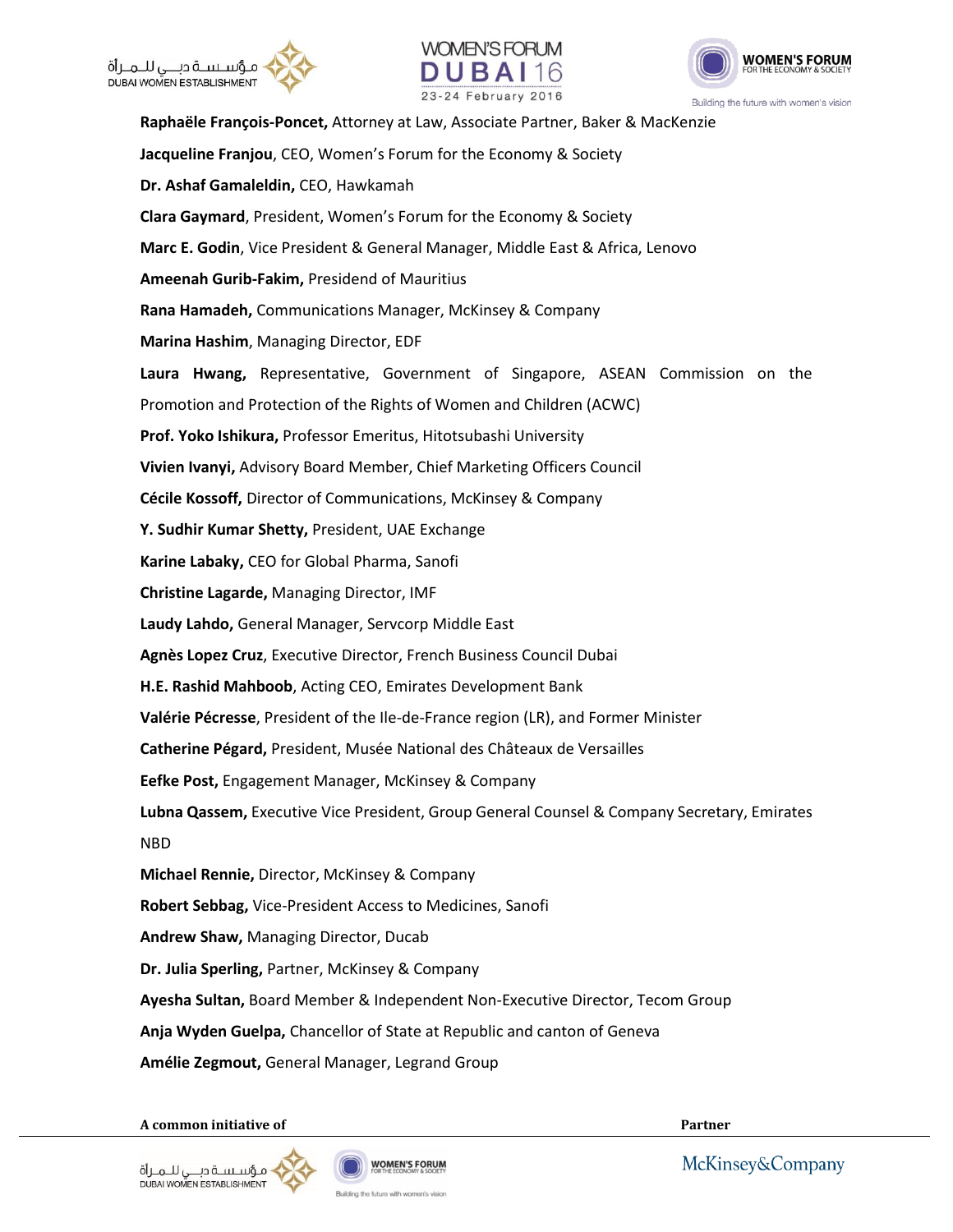**Raphaële François-Poncet,** Attorney at Law, Associate Partner, Baker & MacKenzie

**Jacqueline Franjou**, CEO, Women's Forum for the Economy & Society

**Dr. Ashaf Gamaleldin,** CEO, Hawkamah

**Clara Gaymard**, President, Women's Forum for the Economy & Society

**Marc E. Godin**, Vice President & General Manager, Middle East & Africa, Lenovo

**Ameenah Gurib-Fakim,** Presidend of Mauritius

**Rana Hamadeh,** Communications Manager, McKinsey & Company

**Marina Hashim**, Managing Director, EDF

**Laura Hwang,** Representative, Government of Singapore, ASEAN Commission on the Promotion and Protection of the Rights of Women and Children (ACWC)

**Prof. Yoko Ishikura,** Professor Emeritus, Hitotsubashi University

**Vivien Ivanyi,** Advisory Board Member, Chief Marketing Officers Council

**Cécile Kossoff,** Director of Communications, McKinsey & Company

**Y. Sudhir Kumar Shetty,** President, UAE Exchange

**Karine Labaky,** CEO for Global Pharma, Sanofi

**Christine Lagarde,** Managing Director, IMF

**Laudy Lahdo,** General Manager, Servcorp Middle East

**Agnès Lopez Cruz**, Executive Director, French Business Council Dubai

**H.E. Rashid Mahboob**, Acting CEO, Emirates Development Bank

**Valérie Pécresse**, President of the Ile-de-France region (LR), and Former Minister

**Catherine Pégard,** President, Musée National des Châteaux de Versailles

**Eefke Post,** Engagement Manager, McKinsey & Company

**Lubna Qassem,** Executive Vice President, Group General Counsel & Company Secretary, Emirates NBD

**Michael Rennie,** Director, McKinsey & Company

**Robert Sebbag,** Vice-President Access to Medicines, Sanofi

**Andrew Shaw,** Managing Director, Ducab

**Dr. Julia Sperling,** Partner, McKinsey & Company

**Ayesha Sultan,** Board Member & Independent Non-Executive Director, Tecom Group

**Anja Wyden Guelpa,** Chancellor of State at Republic and canton of Geneva

**Amélie Zegmout,** General Manager, Legrand Group